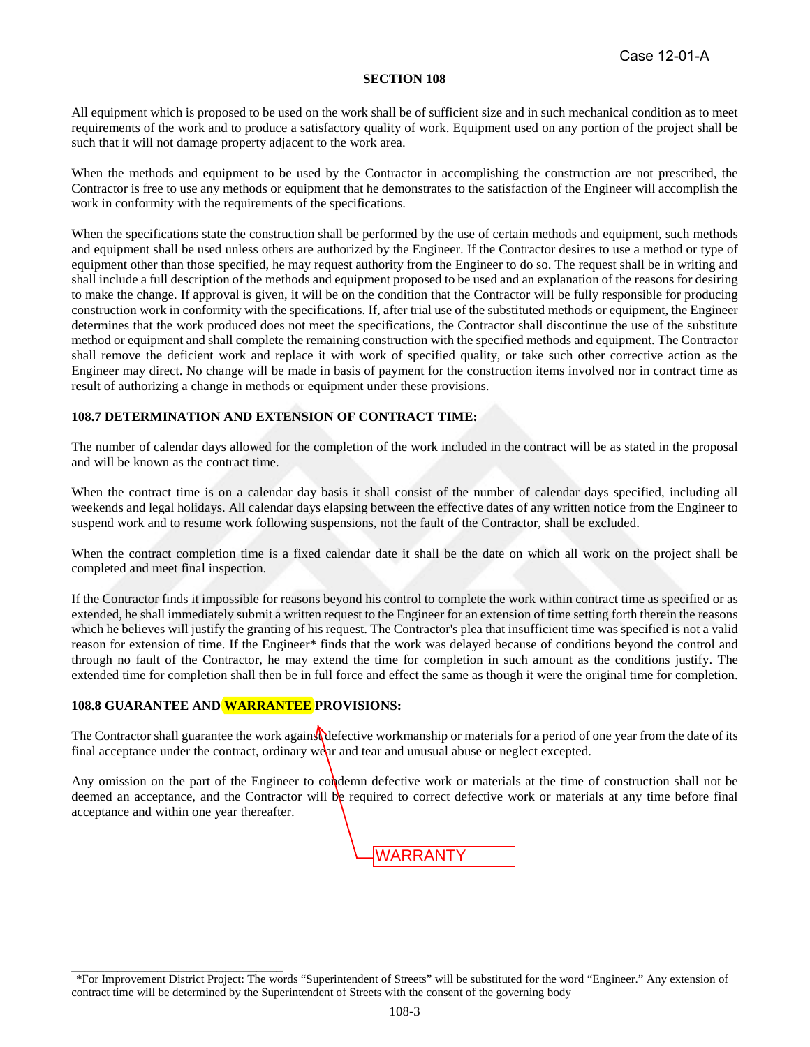Case 12-01-A

**SECTION 108**

All equipment which is proposed to be used on the work shall be of sufficient size and in such mechanical condition as to meet requirements of the work and to produce a satisfactory quality of work. Equipment used on any portion of the project shall be such that it will not damage property adjacent to the work area.

When the methods and equipment to be used by the Contractor in accomplishing the construction are not prescribed, the Contractor is free to use any methods or equipment that he demonstrates to the satisfaction of the Engineer will accomplish the work in conformity with the requirements of the specifications.

When the specifications state the construction shall be performed by the use of certain methods and equipment, such methods and equipment shall be used unless others are authorized by the Engineer. If the Contractor desires to use a method or type of equipment other than those specified, he may request authority from the Engineer to do so. The request shall be in writing and shall include a full description of the methods and equipment proposed to be used and an explanation of the reasons for desiring to make the change. If approval is given, it will be on the condition that the Contractor will be fully responsible for producing construction work in conformity with the specifications. If, after trial use of the substituted methods or equipment, the Engineer determines that the work produced does not meet the specifications, the Contractor shall discontinue the use of the substitute method or equipment and shall complete the remaining construction with the specified methods and equipment. The Contractor shall remove the deficient work and replace it with work of specified quality, or take such other corrective action as the Engineer may direct. No change will be made in basis of payment for the construction items involved nor in contract time as result of authorizing a change in methods or equipment under these provisions.

**108.7 DETERMINATION AND EXTENSION OF CONTRACT TIME:**

The number of calendar days allowed for the completion of the work included in the contract will be as stated in the proposal and will be known as the contract time.

When the contract time is on a calendar day basis it shall consist of the number of calendar days specified, including all weekends and legal holidays. All calendar days elapsing between the effective dates of any written notice from the Engineer to suspend work and to resume work following suspensions, not the fault of the Contractor, shall be excluded.

When the contract completion time is a fixed calendar date it shall be the date on which all work on the project shall be completed and meet final inspection.

If the Contractor finds it impossible for reasons beyond his control to complete the work within contract time as specified or as extended, he shall immediately submit a written request to the Engineer for an extension of time setting forth therein the reasons which he believes will justify the granting of his request. The Contractor's plea that insufficient time was specified is not a valid reason for extension of time. If the Engineer* finds that the work was delayed because of conditions beyond the control and through no fault of the Contractor, he may extend the time for completion in such amount as the conditions justify. The extended time for completion shall then be in full force and effect the same as though it were the original time for completion.

**108.8 GUARANTEE AND WARRANTEE PROVISIONS:**

WARRANTY

The Contractor shall guarantee the work against defective workmanship or materials for a period of one year from the date of its final acceptance under the contract, ordinary wear and tear and unusual abuse or neglect excepted.

Any omission on the part of the Engineer to condemn defective work or materials at the time of construction shall not be deemed an acceptance, and the Contractor will be required to correct defective work or materials at any time before final acceptance and within one year thereafter.

---

*For Improvement District Project: The words "Superintendent of Streets" will be substituted for the word "Engineer." Any extension of contract time will be determined by the Superintendent of Streets with the consent of the governing body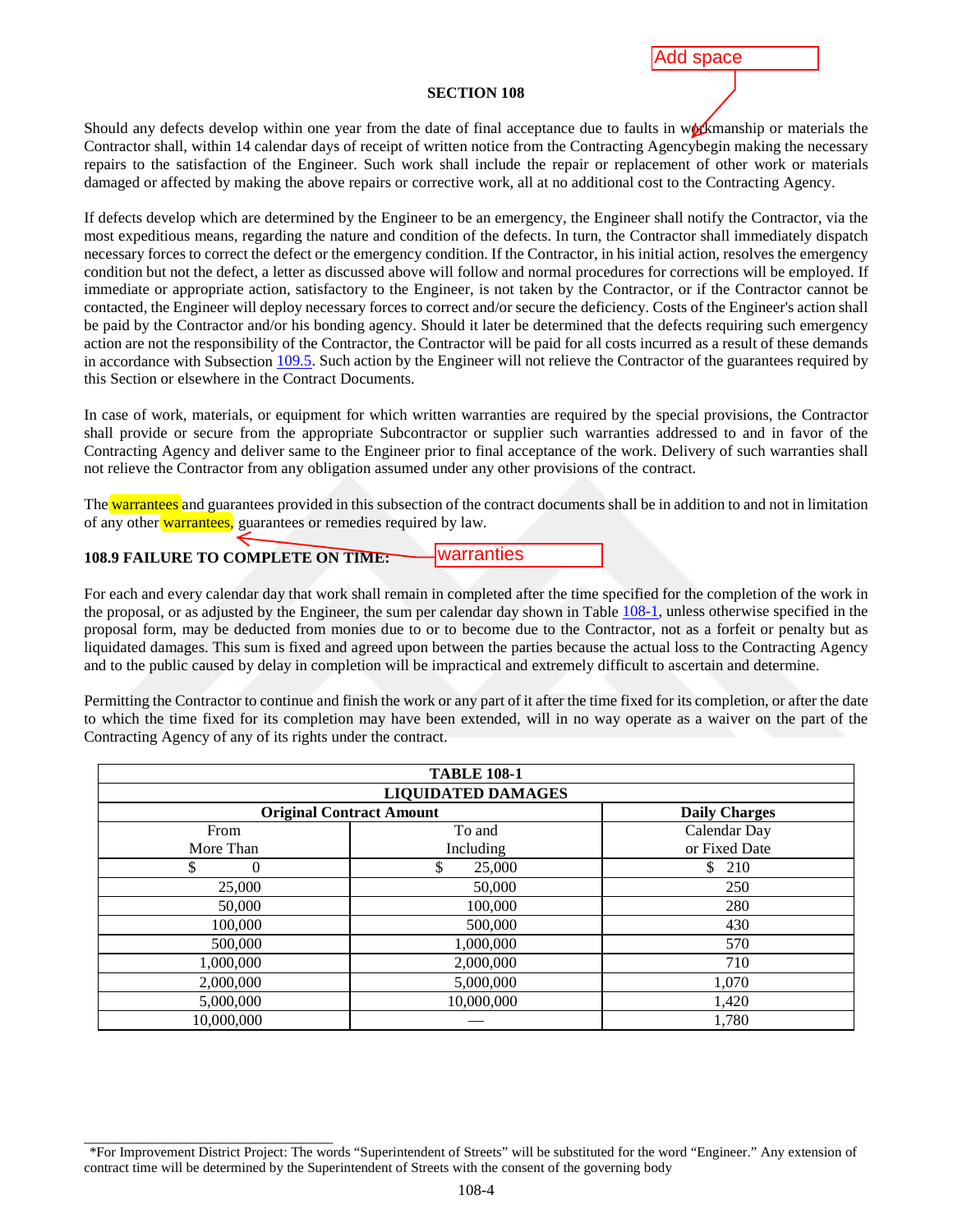**SECTION 108**

Should any defects develop within one year from the date of final acceptance due to faults in workmanship or materials the Contractor shall, within 14 calendar days of receipt of written notice from the Contracting Agencybegin making the necessary repairs to the satisfaction of the Engineer. Such work shall include the repair or replacement of other work or materials damaged or affected by making the above repairs or corrective work, all at no additional cost to the Contracting Agency.

If defects develop which are determined by the Engineer to be an emergency, the Engineer shall notify the Contractor, via the most expeditious means, regarding the nature and condition of the defects. In turn, the Contractor shall immediately dispatch necessary forces to correct the defect or the emergency condition. If the Contractor, in his initial action, resolves the emergency condition but not the defect, a letter as discussed above will follow and normal procedures for corrections will be employed. If immediate or appropriate action, satisfactory to the Engineer, is not taken by the Contractor, or if the Contractor cannot be contacted, the Engineer will deploy necessary forces to correct and/or secure the deficiency. Costs of the Engineer's action shall be paid by the Contractor and/or his bonding agency. Should it later be determined that the defects requiring such emergency action are not the responsibility of the Contractor, the Contractor will be paid for all costs incurred as a result of these demands in accordance with Subsection 109.5. Such action by the Engineer will not relieve the Contractor of the guarantees required by this Section or elsewhere in the Contract Documents.

In case of work, materials, or equipment for which written warranties are required by the special provisions, the Contractor shall provide or secure from the appropriate Subcontractor or supplier such warranties addressed to and in favor of the Contracting Agency and deliver same to the Engineer prior to final acceptance of the work. Delivery of such warranties shall not relieve the Contractor from any obligation assumed under any other provisions of the contract.

The warrantees and guarantees provided in this subsection of the contract documents shall be in addition to and not in limitation of any other warrantees, guarantees or remedies required by law.

**108.9 FAILURE TO COMPLETE ON TIME:**

For each and every calendar day that work shall remain in completed after the time specified for the completion of the work in the proposal, or as adjusted by the Engineer, the sum per calendar day shown in Table 108-1, unless otherwise specified in the proposal form, may be deducted from monies due to or to become due to the Contractor, not as a forfeit or penalty but as liquidated damages. This sum is fixed and agreed upon between the parties because the actual loss to the Contracting Agency and to the public caused by delay in completion will be impractical and extremely difficult to ascertain and determine.

Permitting the Contractor to continue and finish the work or any part of it after the time fixed for its completion, or after the date to which the time fixed for its completion may have been extended, will in no way operate as a waiver on the part of the Contracting Agency of any of its rights under the contract.

| TABLE 108-1 LIQUIDATED DAMAGES | | |
|---|---|---|
| **Original Contract Amount** | | **Daily Charges** |
| From More Than | To and Including | Calendar Day or Fixed Date |
| $ 0 | $ 25,000 | $ 210 |
| 25,000 | 50,000 | 250 |
| 50,000 | 100,000 | 280 |
| 100,000 | 500,000 | 430 |
| 500,000 | 1,000,000 | 570 |
| 1,000,000 | 2,000,000 | 710 |
| 2,000,000 | 5,000,000 | 1,070 |
| 5,000,000 | 10,000,000 | 1,420 |
| 10,000,000 | — | 1,780 |

*For Improvement District Project: The words "Superintendent of Streets" will be substituted for the word "Engineer." Any extension of contract time will be determined by the Superintendent of Streets with the consent of the governing body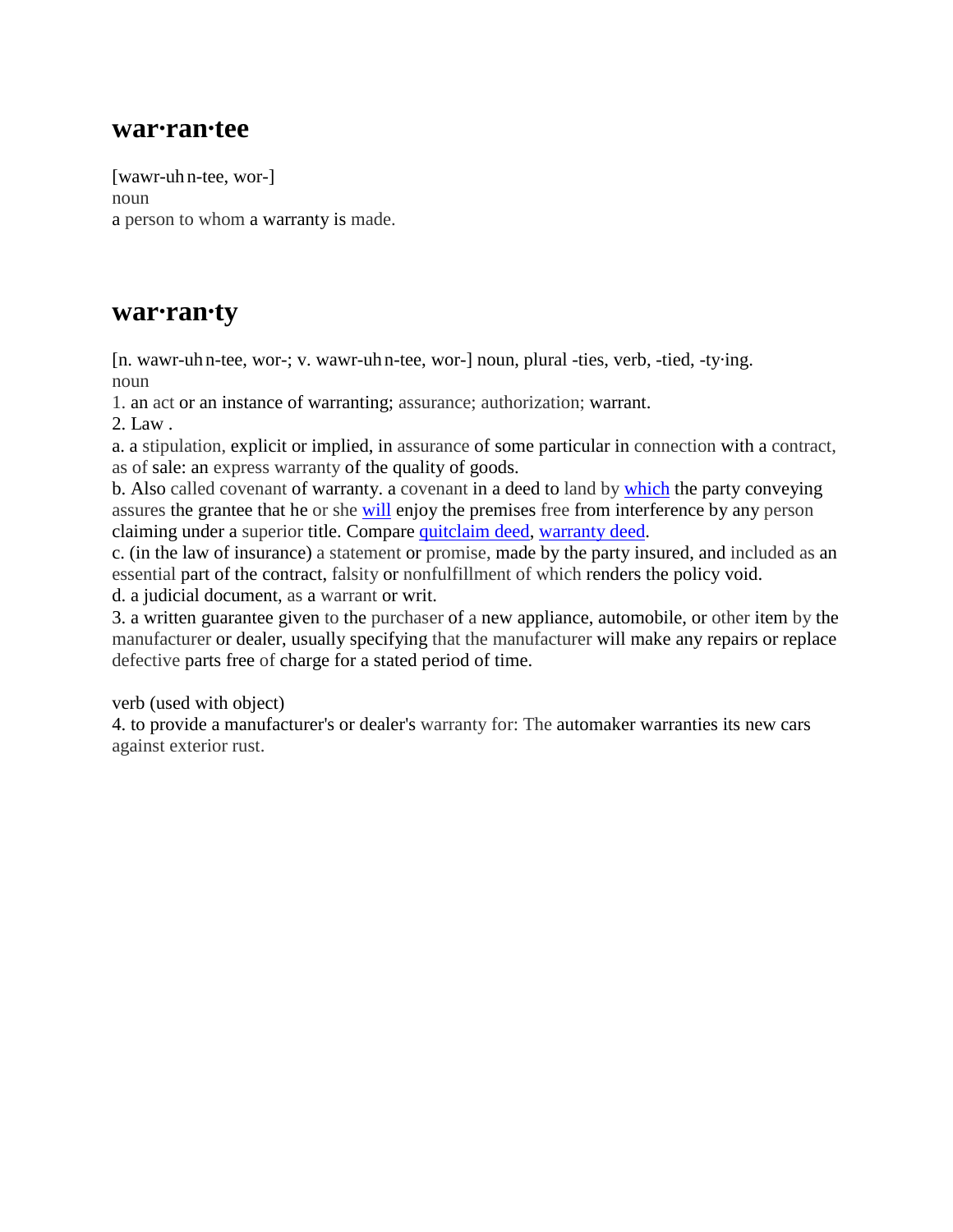## war·ran·tee

[wawr-uh n-tee, wor-]
noun
a person to whom a warranty is made.

## war·ran·ty

[n. wawr-uh n-tee, wor-; v. wawr-uh n-tee, wor-] noun, plural -ties, verb, -tied, -ty·ing.
noun
1. an act or an instance of warranting; assurance; authorization; warrant.
2. Law .
a. a stipulation, explicit or implied, in assurance of some particular in connection with a contract, as of sale: an express warranty of the quality of goods.
b. Also called covenant of warranty. a covenant in a deed to land by which the party conveying assures the grantee that he or she will enjoy the premises free from interference by any person claiming under a superior title. Compare quitclaim deed, warranty deed.
c. (in the law of insurance) a statement or promise, made by the party insured, and included as an essential part of the contract, falsity or nonfulfillment of which renders the policy void.
d. a judicial document, as a warrant or writ.
3. a written guarantee given to the purchaser of a new appliance, automobile, or other item by the manufacturer or dealer, usually specifying that the manufacturer will make any repairs or replace defective parts free of charge for a stated period of time.

verb (used with object)
4. to provide a manufacturer's or dealer's warranty for: The automaker warranties its new cars against exterior rust.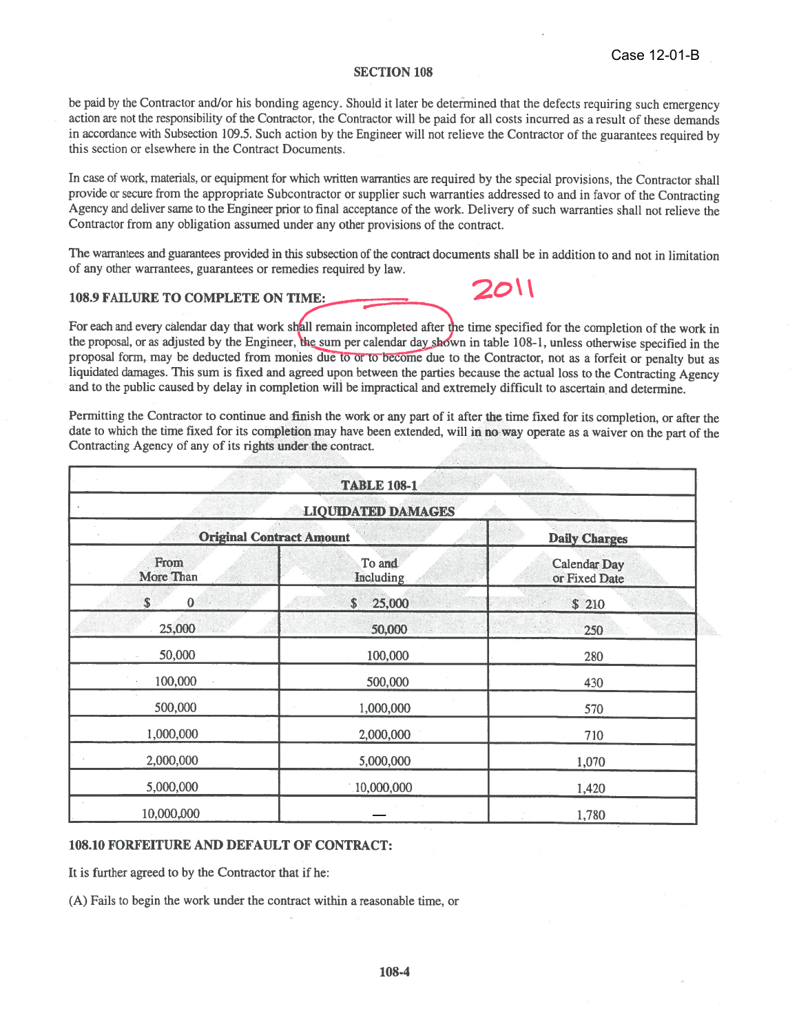Case 12-01-B

## SECTION 108

be paid by the Contractor and/or his bonding agency. Should it later be determined that the defects requiring such emergency action are not the responsibility of the Contractor, the Contractor will be paid for all costs incurred as a result of these demands in accordance with Subsection 109.5. Such action by the Engineer will not relieve the Contractor of the guarantees required by this section or elsewhere in the Contract Documents.

In case of work, materials, or equipment for which written warranties are required by the special provisions, the Contractor shall provide or secure from the appropriate Subcontractor or supplier such warranties addressed to and in favor of the Contracting Agency and deliver same to the Engineer prior to final acceptance of the work. Delivery of such warranties shall not relieve the Contractor from any obligation assumed under any other provisions of the contract.

The warrantees and guarantees provided in this subsection of the contract documents shall be in addition to and not in limitation of any other warrantees, guarantees or remedies required by law.

### 108.9 FAILURE TO COMPLETE ON TIME:

2011

For each and every calendar day that work shall remain incompleted after the time specified for the completion of the work in the proposal, or as adjusted by the Engineer, the sum per calendar day shown in table 108-1, unless otherwise specified in the proposal form, may be deducted from monies due to or to become due to the Contractor, not as a forfeit or penalty but as liquidated damages. This sum is fixed and agreed upon between the parties because the actual loss to the Contracting Agency and to the public caused by delay in completion will be impractical and extremely difficult to ascertain and determine.

Permitting the Contractor to continue and finish the work or any part of it after the time fixed for its completion, or after the date to which the time fixed for its completion may have been extended, will in no way operate as a waiver on the part of the Contracting Agency of any of its rights under the contract.

**TABLE 108-1**

**LIQUIDATED DAMAGES**

| Original Contract Amount | | Daily Charges |
|---|---|---|
| From More Than | To and Including | Calendar Day or Fixed Date |
| $ 0 | $ 25,000 | $ 210 |
| 25,000 | 50,000 | 250 |
| 50,000 | 100,000 | 280 |
| 100,000 | 500,000 | 430 |
| 500,000 | 1,000,000 | 570 |
| 1,000,000 | 2,000,000 | 710 |
| 2,000,000 | 5,000,000 | 1,070 |
| 5,000,000 | 10,000,000 | 1,420 |
| 10,000,000 | — | 1,780 |

### 108.10 FORFEITURE AND DEFAULT OF CONTRACT:

It is further agreed to by the Contractor that if he:

(A) Fails to begin the work under the contract within a reasonable time, or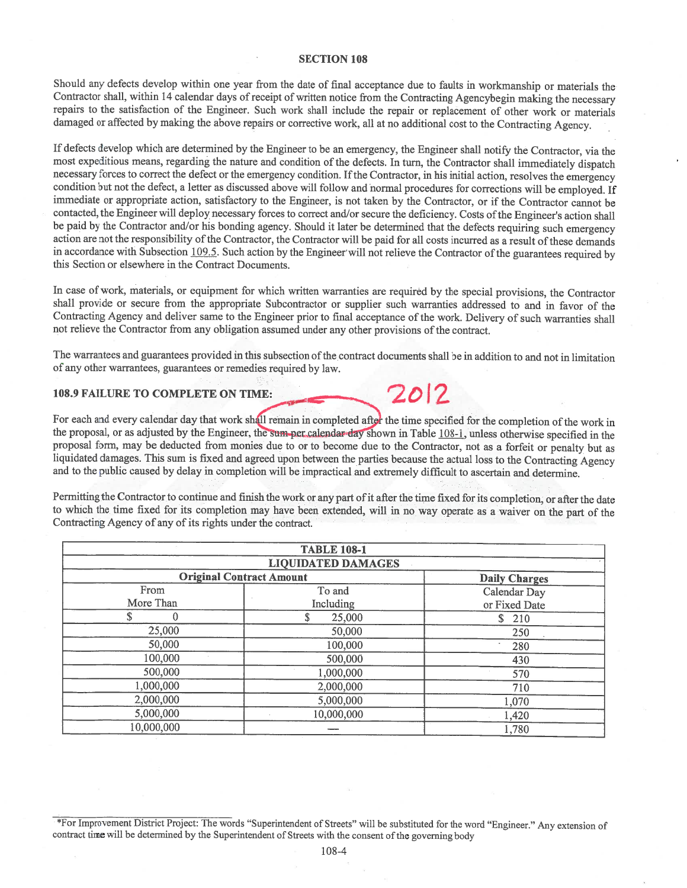## SECTION 108

Should any defects develop within one year from the date of final acceptance due to faults in workmanship or materials the Contractor shall, within 14 calendar days of receipt of written notice from the Contracting Agencybegin making the necessary repairs to the satisfaction of the Engineer. Such work shall include the repair or replacement of other work or materials damaged or affected by making the above repairs or corrective work, all at no additional cost to the Contracting Agency.

If defects develop which are determined by the Engineer to be an emergency, the Engineer shall notify the Contractor, via the most expeditious means, regarding the nature and condition of the defects. In turn, the Contractor shall immediately dispatch necessary forces to correct the defect or the emergency condition. If the Contractor, in his initial action, resolves the emergency condition but not the defect, a letter as discussed above will follow and normal procedures for corrections will be employed. If immediate or appropriate action, satisfactory to the Engineer, is not taken by the Contractor, or if the Contractor cannot be contacted, the Engineer will deploy necessary forces to correct and/or secure the deficiency. Costs of the Engineer's action shall be paid by the Contractor and/or his bonding agency. Should it later be determined that the defects requiring such emergency action are not the responsibility of the Contractor, the Contractor will be paid for all costs incurred as a result of these demands in accordance with Subsection 109.5. Such action by the Engineer will not relieve the Contractor of the guarantees required by this Section or elsewhere in the Contract Documents.

In case of work, materials, or equipment for which written warranties are required by the special provisions, the Contractor shall provide or secure from the appropriate Subcontractor or supplier such warranties addressed to and in favor of the Contracting Agency and deliver same to the Engineer prior to final acceptance of the work. Delivery of such warranties shall not relieve the Contractor from any obligation assumed under any other provisions of the contract.

The warrantees and guarantees provided in this subsection of the contract documents shall be in addition to and not in limitation of any other warrantees, guarantees or remedies required by law.

### 108.9 FAILURE TO COMPLETE ON TIME:

2012

For each and every calendar day that work shall remain in completed after the time specified for the completion of the work in the proposal, or as adjusted by the Engineer, the ~~sum per calendar day~~ shown in Table 108-1, unless otherwise specified in the proposal form, may be deducted from monies due to or to become due to the Contractor, not as a forfeit or penalty but as liquidated damages. This sum is fixed and agreed upon between the parties because the actual loss to the Contracting Agency and to the public caused by delay in completion will be impractical and extremely difficult to ascertain and determine.

Permitting the Contractor to continue and finish the work or any part of it after the time fixed for its completion, or after the date to which the time fixed for its completion may have been extended, will in no way operate as a waiver on the part of the Contracting Agency of any of its rights under the contract.

**TABLE 108-1**
**LIQUIDATED DAMAGES**

| Original Contract Amount | | Daily Charges |
|---|---|---|
| From More Than | To and Including | Calendar Day or Fixed Date |
| $ 0 | $ 25,000 | $ 210 |
| 25,000 | 50,000 | 250 |
| 50,000 | 100,000 | 280 |
| 100,000 | 500,000 | 430 |
| 500,000 | 1,000,000 | 570 |
| 1,000,000 | 2,000,000 | 710 |
| 2,000,000 | 5,000,000 | 1,070 |
| 5,000,000 | 10,000,000 | 1,420 |
| 10,000,000 | — | 1,780 |

*For Improvement District Project: The words "Superintendent of Streets" will be substituted for the word "Engineer." Any extension of contract time will be determined by the Superintendent of Streets with the consent of the governing body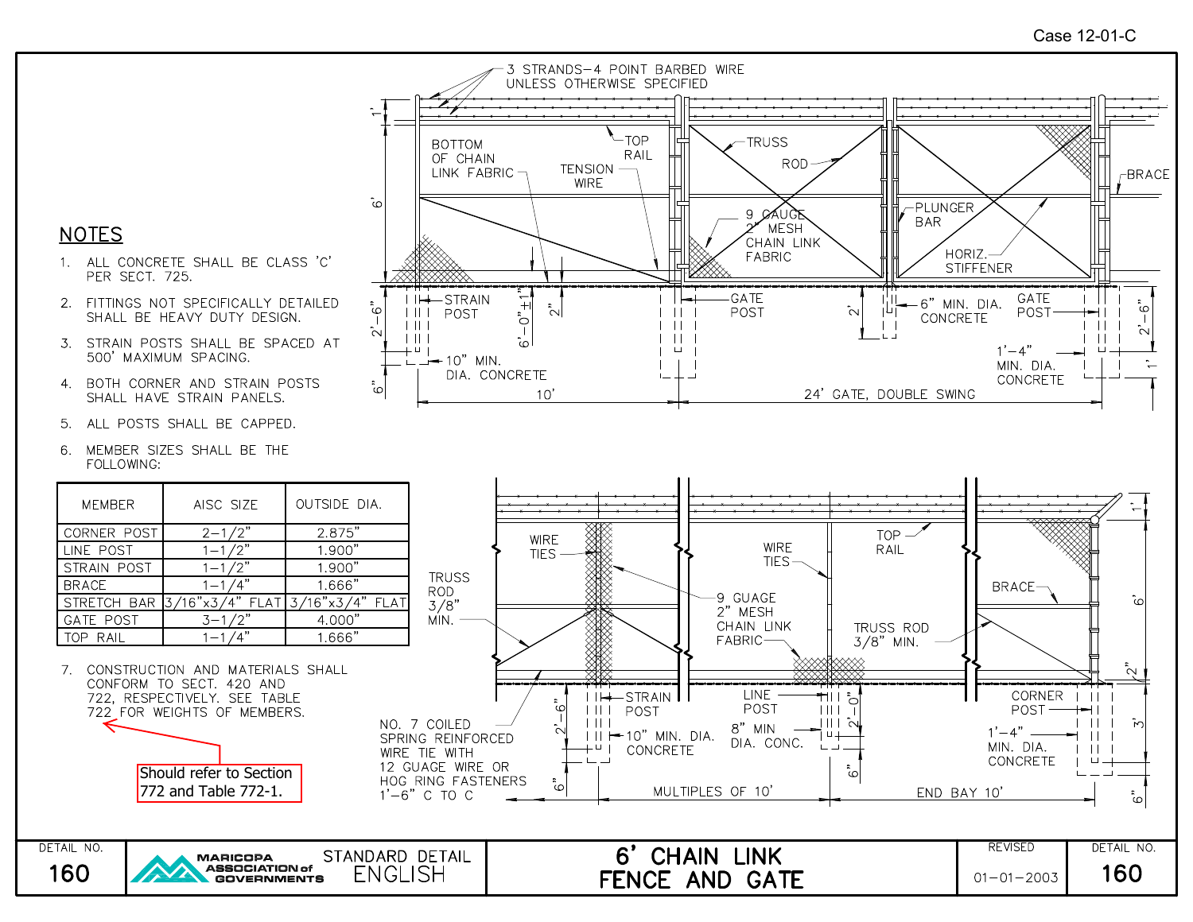Case 12-01-C

## NOTES

1. ALL CONCRETE SHALL BE CLASS 'C' PER SECT. 725.
2. FITTINGS NOT SPECIFICALLY DETAILED SHALL BE HEAVY DUTY DESIGN.
3. STRAIN POSTS SHALL BE SPACED AT 500' MAXIMUM SPACING.
4. BOTH CORNER AND STRAIN POSTS SHALL HAVE STRAIN PANELS.
5. ALL POSTS SHALL BE CAPPED.
6. MEMBER SIZES SHALL BE THE FOLLOWING:

| MEMBER | AISC SIZE | OUTSIDE DIA. |
|---|---|---|
| CORNER POST | 2-1/2" | 2.875" |
| LINE POST | 1-1/2" | 1.900" |
| STRAIN POST | 1-1/2" | 1.900" |
| BRACE | 1-1/4" | 1.666" |
| STRETCH BAR | 3/16"x3/4" FLAT | 3/16"x3/4" FLAT |
| GATE POST | 3-1/2" | 4.000" |
| TOP RAIL | 1-1/4" | 1.666" |

7. CONSTRUCTION AND MATERIALS SHALL CONFORM TO SECT. 420 AND 722, RESPECTIVELY. SEE TABLE 722 FOR WEIGHTS OF MEMBERS.

Should refer to Section 772 and Table 772-1.

3 STRANDS-4 POINT BARBED WIRE UNLESS OTHERWISE SPECIFIED

BOTTOM OF CHAIN LINK FABRIC

TOP RAIL

TENSION WIRE

TRUSS ROD

9 GAUGE 2" MESH CHAIN LINK FABRIC

PLUNGER BAR

HORIZ. STIFFENER

BRACE

STRAIN POST

10" MIN. DIA. CONCRETE

GATE POST

6" MIN. DIA. CONCRETE

GATE POST

1'-4" MIN. DIA. CONCRETE

1' 6' 2'-6" 6" 6'-0" ±1" 2" 2' 2'-6" 1'

10' 24' GATE, DOUBLE SWING

WIRE TIES

TRUSS ROD 3/8" MIN.

9 GUAGE 2" MESH CHAIN LINK FABRIC

WIRE TIES

TOP RAIL

TRUSS ROD 3/8" MIN.

BRACE

STRAIN POST

10" MIN. DIA. CONCRETE

LINE POST

8" MIN DIA. CONC.

CORNER POST

1'-4" MIN. DIA. CONCRETE

NO. 7 COILED SPRING REINFORCED WIRE TIE WITH 12 GUAGE WIRE OR HOG RING FASTENERS 1'-6" C TO C

2'-6" 6" 2'-0" 6" 1' 6' 2" 3' 6"

MULTIPLES OF 10' END BAY 10'

| DETAIL NO. | | | | REVISED | DETAIL NO. |
|---|---|---|---|---|---|
| 160 | MARICOPA ASSOCIATION of GOVERNMENTS | STANDARD DETAIL ENGLISH | 6' CHAIN LINK FENCE AND GATE | 01-01-2003 | 160 |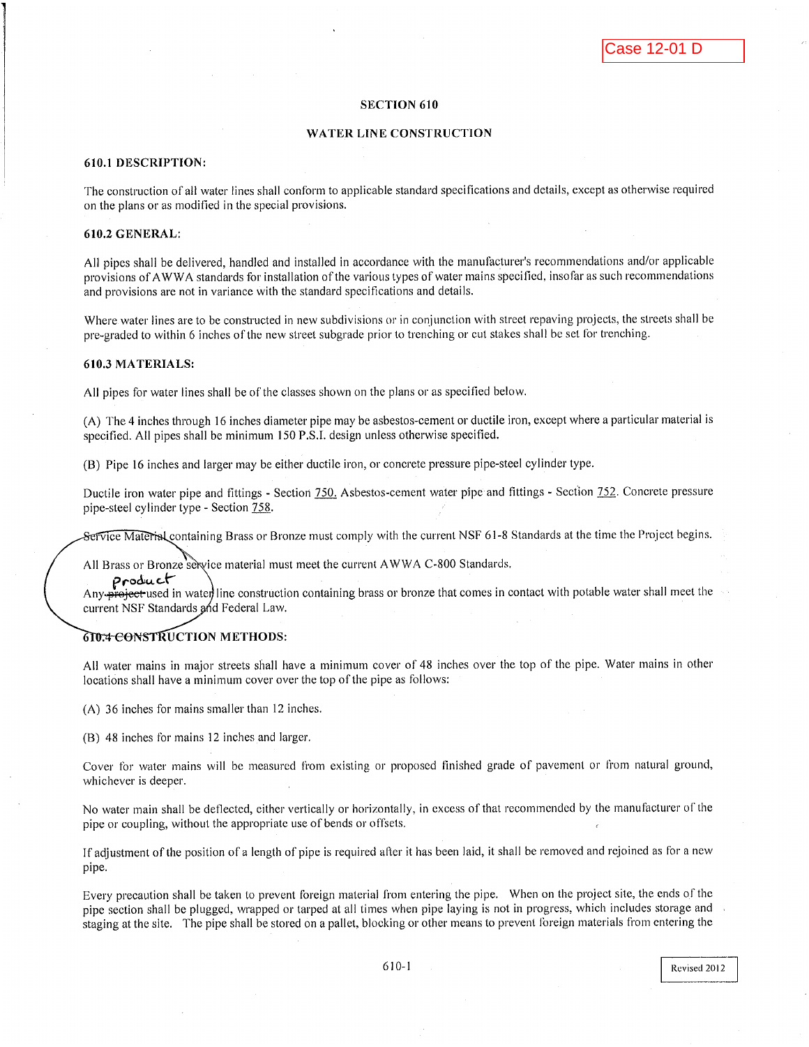Case 12-01 D

## SECTION 610

## WATER LINE CONSTRUCTION

### 610.1 DESCRIPTION:

The construction of all water lines shall conform to applicable standard specifications and details, except as otherwise required on the plans or as modified in the special provisions.

### 610.2 GENERAL:

All pipes shall be delivered, handled and installed in accordance with the manufacturer's recommendations and/or applicable provisions of AWWA standards for installation of the various types of water mains specified, insofar as such recommendations and provisions are not in variance with the standard specifications and details.

Where water lines are to be constructed in new subdivisions or in conjunction with street repaving projects, the streets shall be pre-graded to within 6 inches of the new street subgrade prior to trenching or cut stakes shall be set for trenching.

### 610.3 MATERIALS:

All pipes for water lines shall be of the classes shown on the plans or as specified below.

(A) The 4 inches through 16 inches diameter pipe may be asbestos-cement or ductile iron, except where a particular material is specified. All pipes shall be minimum 150 P.S.I. design unless otherwise specified.

(B) Pipe 16 inches and larger may be either ductile iron, or concrete pressure pipe-steel cylinder type.

Ductile iron water pipe and fittings - Section 750. Asbestos-cement water pipe and fittings - Section 752. Concrete pressure pipe-steel cylinder type - Section 758.

Service Material containing Brass or Bronze must comply with the current NSF 61-8 Standards at the time the Project begins.

All Brass or Bronze service material must meet the current AWWA C-800 Standards.

Any ~~project~~ Product used in water line construction containing brass or bronze that comes in contact with potable water shall meet the current NSF Standards and Federal Law.

### 610.4 CONSTRUCTION METHODS:

All water mains in major streets shall have a minimum cover of 48 inches over the top of the pipe. Water mains in other locations shall have a minimum cover over the top of the pipe as follows:

(A) 36 inches for mains smaller than 12 inches.

(B) 48 inches for mains 12 inches and larger.

Cover for water mains will be measured from existing or proposed finished grade of pavement or from natural ground, whichever is deeper.

No water main shall be deflected, either vertically or horizontally, in excess of that recommended by the manufacturer of the pipe or coupling, without the appropriate use of bends or offsets.

If adjustment of the position of a length of pipe is required after it has been laid, it shall be removed and rejoined as for a new pipe.

Every precaution shall be taken to prevent foreign material from entering the pipe. When on the project site, the ends of the pipe section shall be plugged, wrapped or tarped at all times when pipe laying is not in progress, which includes storage and staging at the site. The pipe shall be stored on a pallet, blocking or other means to prevent foreign materials from entering the

Revised 2012